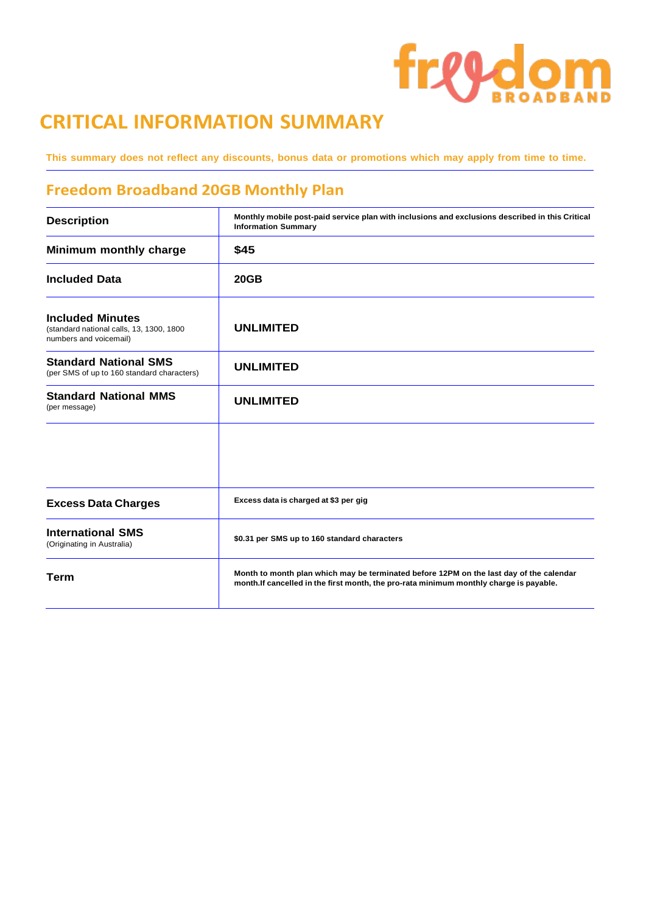# CRITICAL INFORMATION SUMMARY

**This summary does not reflect any discounts, bonus data or promotions which may apply from time to time.**

## Freedom Broadband 20GB Monthly Plan

| **Description** | **Monthly mobile post-paid service plan with inclusions and exclusions described in this Critical Information Summary** |
|---|---|
| **Minimum monthly charge** | **$45** |
| **Included Data** | **20GB** |
| **Included Minutes** (standard national calls, 13, 1300, 1800 numbers and voicemail) | **UNLIMITED** |
| **Standard National SMS** (per SMS of up to 160 standard characters) | **UNLIMITED** |
| **Standard National MMS** (per message) | **UNLIMITED** |
| | |
| **Excess Data Charges** | **Excess data is charged at $3 per gig** |
| **International SMS** (Originating in Australia) | **$0.31 per SMS up to 160 standard characters** |
| **Term** | **Month to month plan which may be terminated before 12PM on the last day of the calendar month.If cancelled in the first month, the pro-rata minimum monthly charge is payable.** |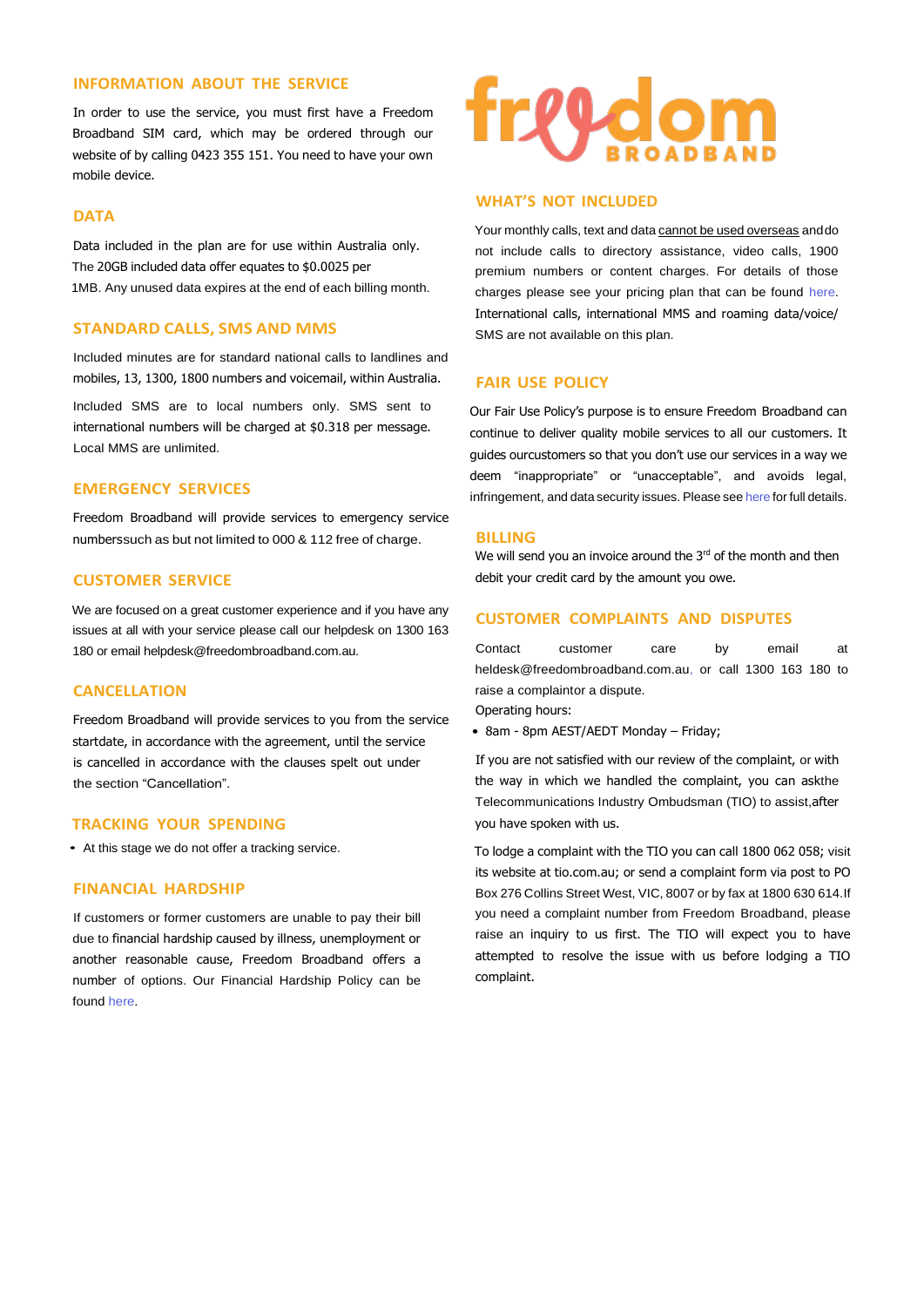## INFORMATION ABOUT THE SERVICE

In order to use the service, you must first have a Freedom Broadband SIM card, which may be ordered through our website of by calling 0423 355 151. You need to have your own mobile device.

## DATA

Data included in the plan are for use within Australia only. The 20GB included data offer equates to $0.0025 per 1MB. Any unused data expires at the end of each billing month.

## STANDARD CALLS, SMS AND MMS

Included minutes are for standard national calls to landlines and mobiles, 13, 1300, 1800 numbers and voicemail, within Australia.

Included SMS are to local numbers only. SMS sent to international numbers will be charged at $0.318 per message. Local MMS are unlimited.

## EMERGENCY SERVICES

Freedom Broadband will provide services to emergency service numberssuch as but not limited to 000 & 112 free of charge.

## CUSTOMER SERVICE

We are focused on a great customer experience and if you have any issues at all with your service please call our helpdesk on 1300 163 180 or email helpdesk@freedombroadband.com.au.

## CANCELLATION

Freedom Broadband will provide services to you from the service startdate, in accordance with the agreement, until the service is cancelled in accordance with the clauses spelt out under the section "Cancellation".

## TRACKING YOUR SPENDING

- At this stage we do not offer a tracking service.

## FINANCIAL HARDSHIP

If customers or former customers are unable to pay their bill due to financial hardship caused by illness, unemployment or another reasonable cause, Freedom Broadband offers a number of options. Our Financial Hardship Policy can be found here.

freedom BROADBAND

## WHAT'S NOT INCLUDED

Your monthly calls, text and data cannot be used overseas anddo not include calls to directory assistance, video calls, 1900 premium numbers or content charges. For details of those charges please see your pricing plan that can be found here. International calls, international MMS and roaming data/voice/ SMS are not available on this plan.

## FAIR USE POLICY

Our Fair Use Policy's purpose is to ensure Freedom Broadband can continue to deliver quality mobile services to all our customers. It guides ourcustomers so that you don't use our services in a way we deem "inappropriate" or "unacceptable", and avoids legal, infringement, and data security issues. Please see here for full details.

## BILLING

We will send you an invoice around the 3rd of the month and then debit your credit card by the amount you owe.

## CUSTOMER COMPLAINTS AND DISPUTES

Contact customer care by email at heldesk@freedombroadband.com.au, or call 1300 163 180 to raise a complaintor a dispute.

Operating hours:

- 8am - 8pm AEST/AEDT Monday – Friday;

If you are not satisfied with our review of the complaint, or with the way in which we handled the complaint, you can askthe Telecommunications Industry Ombudsman (TIO) to assist,after you have spoken with us.

To lodge a complaint with the TIO you can call 1800 062 058; visit its website at tio.com.au; or send a complaint form via post to PO Box 276 Collins Street West, VIC, 8007 or by fax at 1800 630 614.If you need a complaint number from Freedom Broadband, please raise an inquiry to us first. The TIO will expect you to have attempted to resolve the issue with us before lodging a TIO complaint.